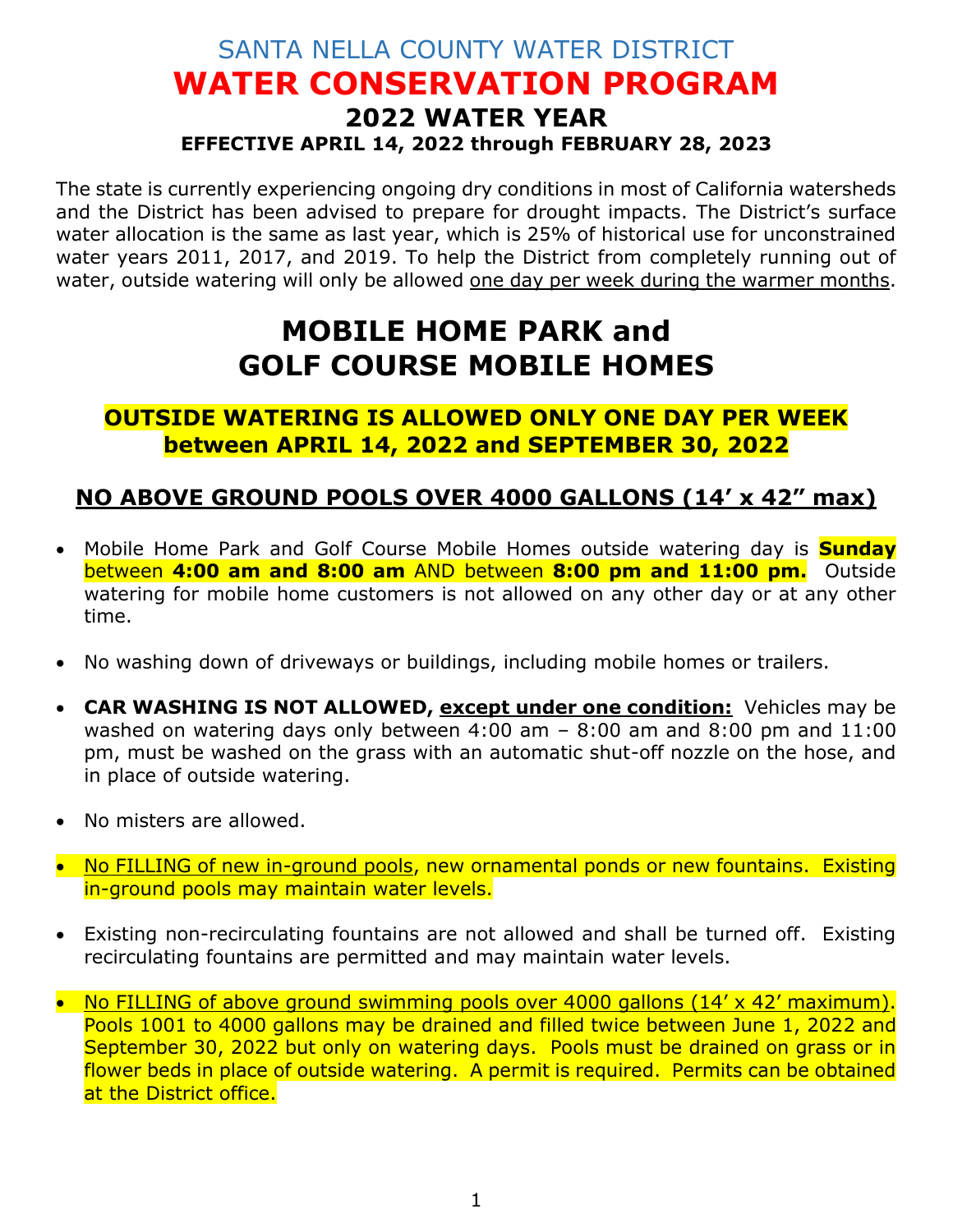# SANTA NELLA COUNTY WATER DISTRICT

# WATER CONSERVATION PROGRAM

## 2022 WATER YEAR

**EFFECTIVE APRIL 14, 2022 through FEBRUARY 28, 2023**

The state is currently experiencing ongoing dry conditions in most of California watersheds and the District has been advised to prepare for drought impacts. The District's surface water allocation is the same as last year, which is 25% of historical use for unconstrained water years 2011, 2017, and 2019. To help the District from completely running out of water, outside watering will only be allowed one day per week during the warmer months.

# MOBILE HOME PARK and GOLF COURSE MOBILE HOMES

## OUTSIDE WATERING IS ALLOWED ONLY ONE DAY PER WEEK between APRIL 14, 2022 and SEPTEMBER 30, 2022

## NO ABOVE GROUND POOLS OVER 4000 GALLONS (14' x 42" max)

- Mobile Home Park and Golf Course Mobile Homes outside watering day is **Sunday** between **4:00 am and 8:00 am** AND between **8:00 pm and 11:00 pm.** Outside watering for mobile home customers is not allowed on any other day or at any other time.
- No washing down of driveways or buildings, including mobile homes or trailers.
- **CAR WASHING IS NOT ALLOWED, except under one condition:** Vehicles may be washed on watering days only between 4:00 am – 8:00 am and 8:00 pm and 11:00 pm, must be washed on the grass with an automatic shut-off nozzle on the hose, and in place of outside watering.
- No misters are allowed.
- No FILLING of new in-ground pools, new ornamental ponds or new fountains. Existing in-ground pools may maintain water levels.
- Existing non-recirculating fountains are not allowed and shall be turned off. Existing recirculating fountains are permitted and may maintain water levels.
- No FILLING of above ground swimming pools over 4000 gallons (14' x 42' maximum). Pools 1001 to 4000 gallons may be drained and filled twice between June 1, 2022 and September 30, 2022 but only on watering days. Pools must be drained on grass or in flower beds in place of outside watering. A permit is required. Permits can be obtained at the District office.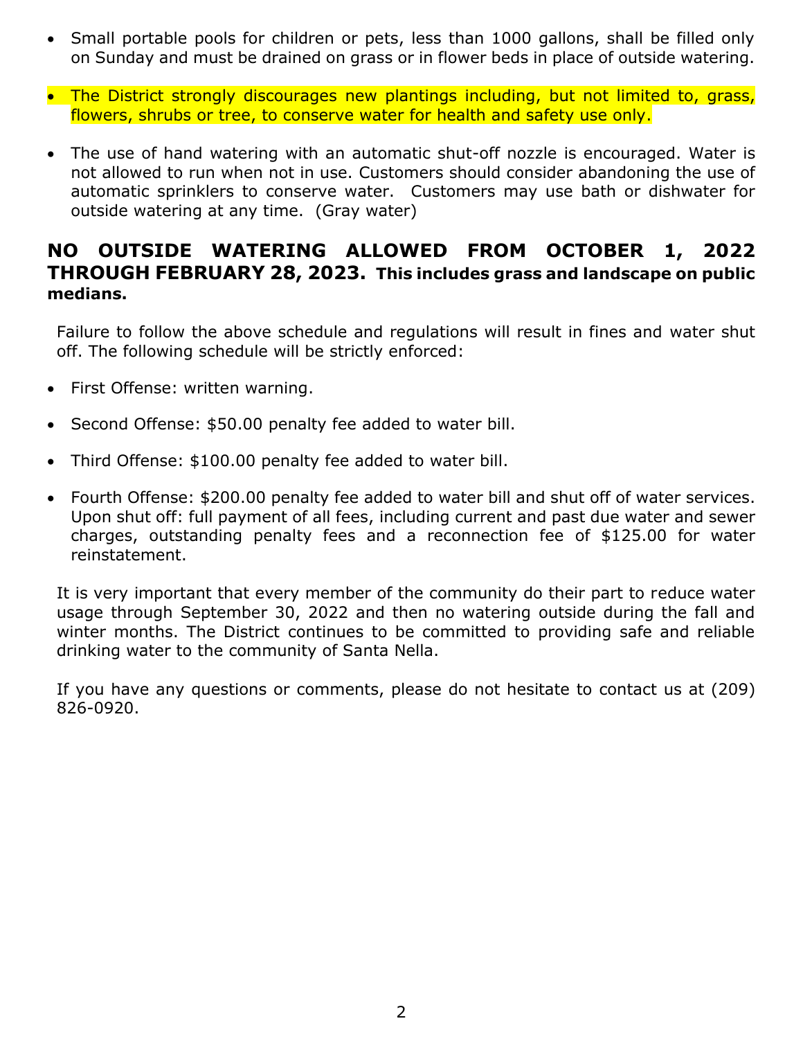- Small portable pools for children or pets, less than 1000 gallons, shall be filled only on Sunday and must be drained on grass or in flower beds in place of outside watering.
- The District strongly discourages new plantings including, but not limited to, grass, flowers, shrubs or tree, to conserve water for health and safety use only.
- The use of hand watering with an automatic shut-off nozzle is encouraged. Water is not allowed to run when not in use. Customers should consider abandoning the use of automatic sprinklers to conserve water. Customers may use bath or dishwater for outside watering at any time. (Gray water)

**NO OUTSIDE WATERING ALLOWED FROM OCTOBER 1, 2022 THROUGH FEBRUARY 28, 2023. This includes grass and landscape on public medians.**

Failure to follow the above schedule and regulations will result in fines and water shut off. The following schedule will be strictly enforced:

- First Offense: written warning.
- Second Offense: $50.00 penalty fee added to water bill.
- Third Offense: $100.00 penalty fee added to water bill.
- Fourth Offense: $200.00 penalty fee added to water bill and shut off of water services. Upon shut off: full payment of all fees, including current and past due water and sewer charges, outstanding penalty fees and a reconnection fee of $125.00 for water reinstatement.

It is very important that every member of the community do their part to reduce water usage through September 30, 2022 and then no watering outside during the fall and winter months. The District continues to be committed to providing safe and reliable drinking water to the community of Santa Nella.

If you have any questions or comments, please do not hesitate to contact us at (209) 826-0920.